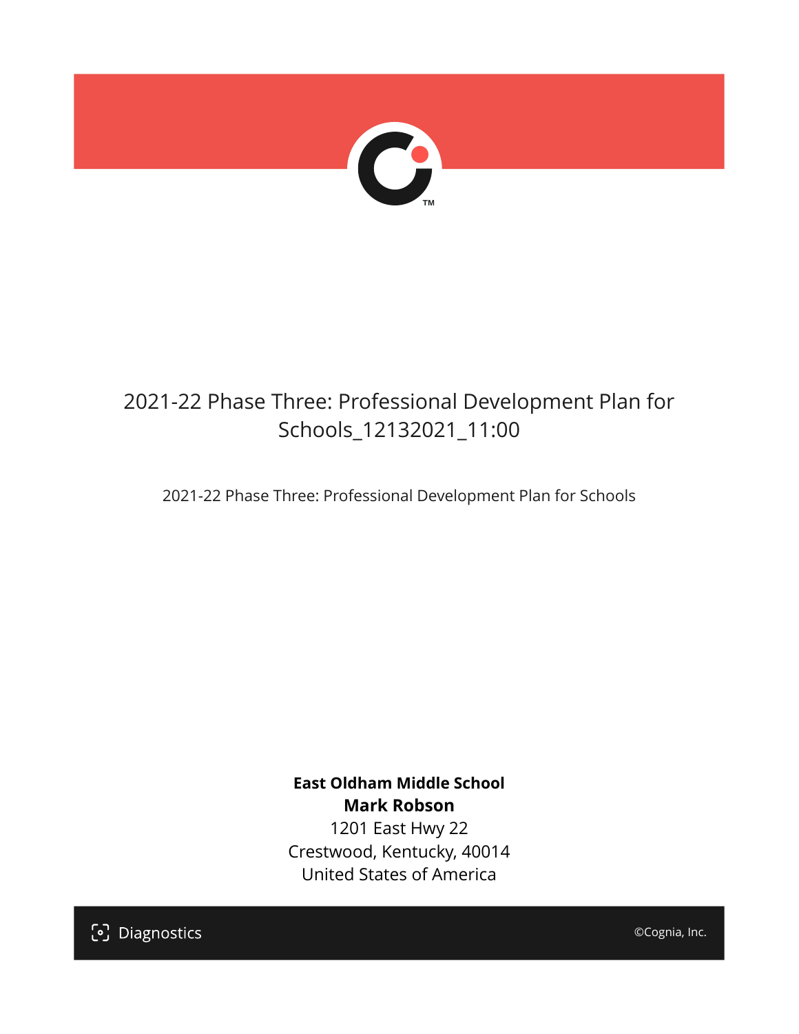# 2021-22 Phase Three: Professional Development Plan for Schools_12132021_11:00

2021-22 Phase Three: Professional Development Plan for Schools

**East Oldham Middle School**
**Mark Robson**
1201 East Hwy 22
Crestwood, Kentucky, 40014
United States of America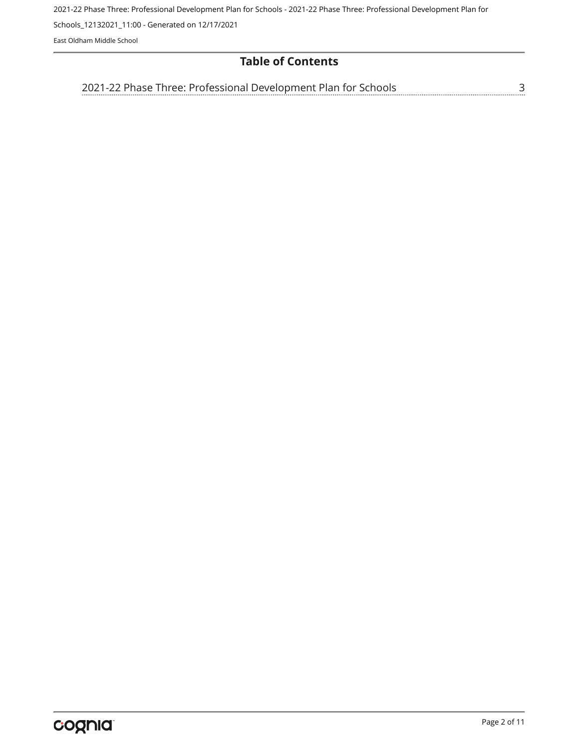# Table of Contents

2021-22 Phase Three: Professional Development Plan for Schools ........ 3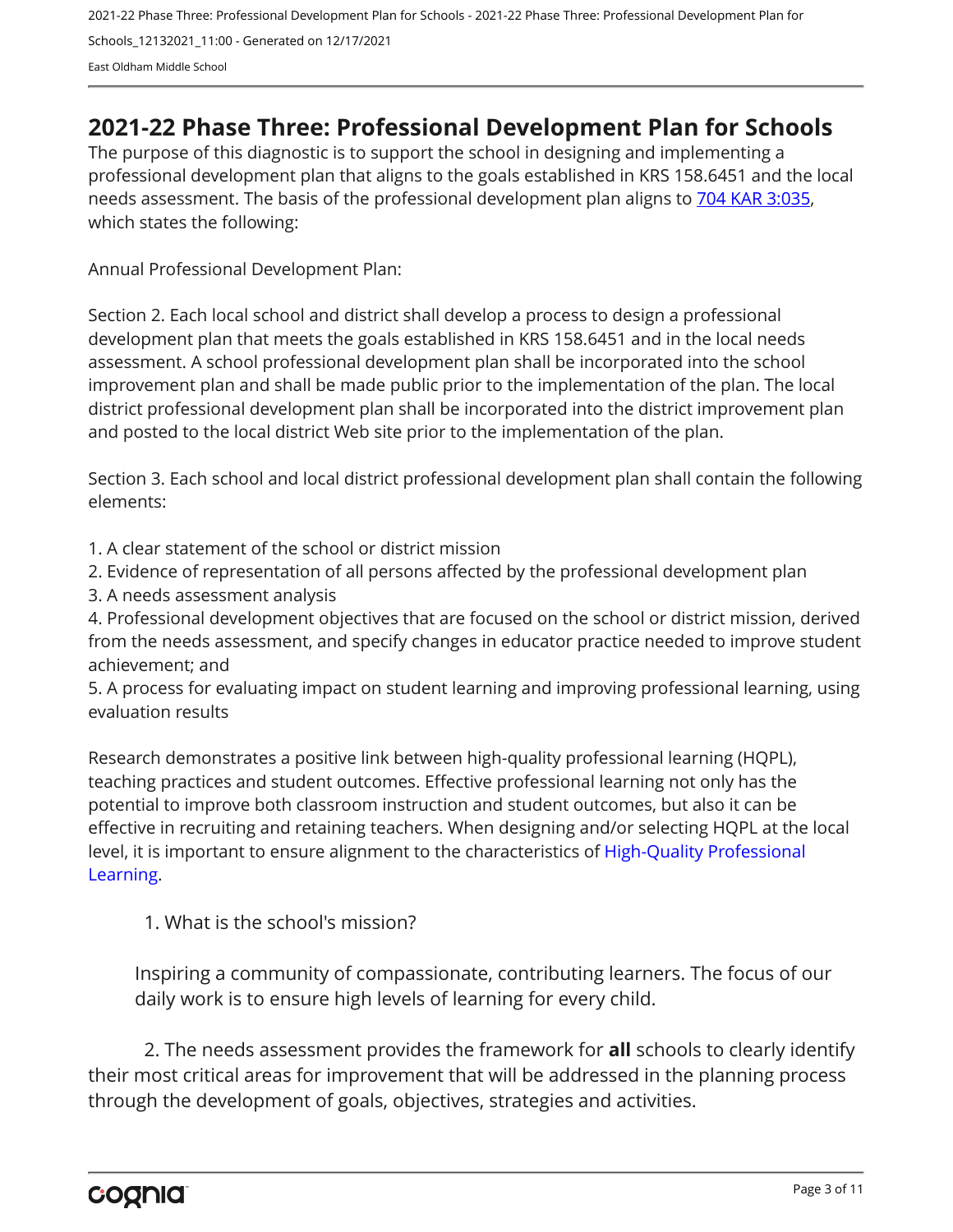# 2021-22 Phase Three: Professional Development Plan for Schools

The purpose of this diagnostic is to support the school in designing and implementing a professional development plan that aligns to the goals established in KRS 158.6451 and the local needs assessment. The basis of the professional development plan aligns to 704 KAR 3:035, which states the following:

Annual Professional Development Plan:

Section 2. Each local school and district shall develop a process to design a professional development plan that meets the goals established in KRS 158.6451 and in the local needs assessment. A school professional development plan shall be incorporated into the school improvement plan and shall be made public prior to the implementation of the plan. The local district professional development plan shall be incorporated into the district improvement plan and posted to the local district Web site prior to the implementation of the plan.

Section 3. Each school and local district professional development plan shall contain the following elements:

1. A clear statement of the school or district mission
2. Evidence of representation of all persons affected by the professional development plan
3. A needs assessment analysis
4. Professional development objectives that are focused on the school or district mission, derived from the needs assessment, and specify changes in educator practice needed to improve student achievement; and
5. A process for evaluating impact on student learning and improving professional learning, using evaluation results

Research demonstrates a positive link between high-quality professional learning (HQPL), teaching practices and student outcomes. Effective professional learning not only has the potential to improve both classroom instruction and student outcomes, but also it can be effective in recruiting and retaining teachers. When designing and/or selecting HQPL at the local level, it is important to ensure alignment to the characteristics of High-Quality Professional Learning.

1. What is the school's mission?

Inspiring a community of compassionate, contributing learners. The focus of our daily work is to ensure high levels of learning for every child.

2. The needs assessment provides the framework for **all** schools to clearly identify their most critical areas for improvement that will be addressed in the planning process through the development of goals, objectives, strategies and activities.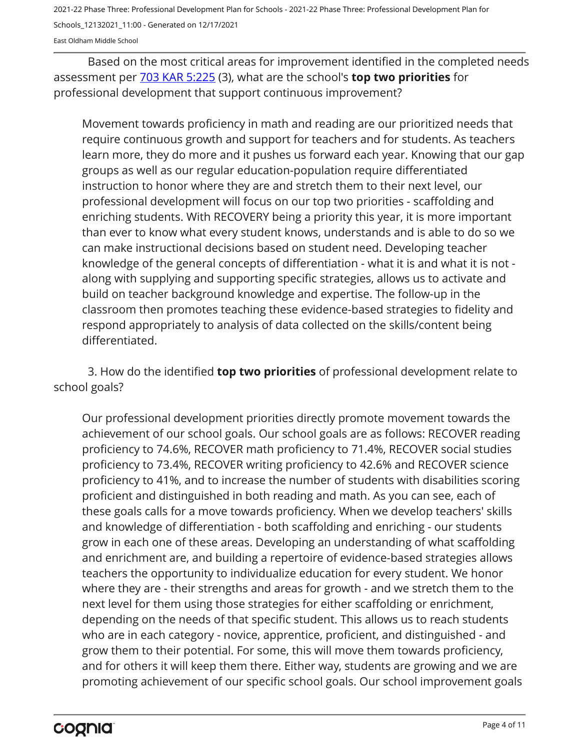Based on the most critical areas for improvement identified in the completed needs assessment per [703 KAR 5:225](#) (3), what are the school's **top two priorities** for professional development that support continuous improvement?

Movement towards proficiency in math and reading are our prioritized needs that require continuous growth and support for teachers and for students. As teachers learn more, they do more and it pushes us forward each year. Knowing that our gap groups as well as our regular education-population require differentiated instruction to honor where they are and stretch them to their next level, our professional development will focus on our top two priorities - scaffolding and enriching students. With RECOVERY being a priority this year, it is more important than ever to know what every student knows, understands and is able to do so we can make instructional decisions based on student need. Developing teacher knowledge of the general concepts of differentiation - what it is and what it is not - along with supplying and supporting specific strategies, allows us to activate and build on teacher background knowledge and expertise. The follow-up in the classroom then promotes teaching these evidence-based strategies to fidelity and respond appropriately to analysis of data collected on the skills/content being differentiated.

3. How do the identified **top two priorities** of professional development relate to school goals?

Our professional development priorities directly promote movement towards the achievement of our school goals. Our school goals are as follows: RECOVER reading proficiency to 74.6%, RECOVER math proficiency to 71.4%, RECOVER social studies proficiency to 73.4%, RECOVER writing proficiency to 42.6% and RECOVER science proficiency to 41%, and to increase the number of students with disabilities scoring proficient and distinguished in both reading and math. As you can see, each of these goals calls for a move towards proficiency. When we develop teachers' skills and knowledge of differentiation - both scaffolding and enriching - our students grow in each one of these areas. Developing an understanding of what scaffolding and enrichment are, and building a repertoire of evidence-based strategies allows teachers the opportunity to individualize education for every student. We honor where they are - their strengths and areas for growth - and we stretch them to the next level for them using those strategies for either scaffolding or enrichment, depending on the needs of that specific student. This allows us to reach students who are in each category - novice, apprentice, proficient, and distinguished - and grow them to their potential. For some, this will move them towards proficiency, and for others it will keep them there. Either way, students are growing and we are promoting achievement of our specific school goals. Our school improvement goals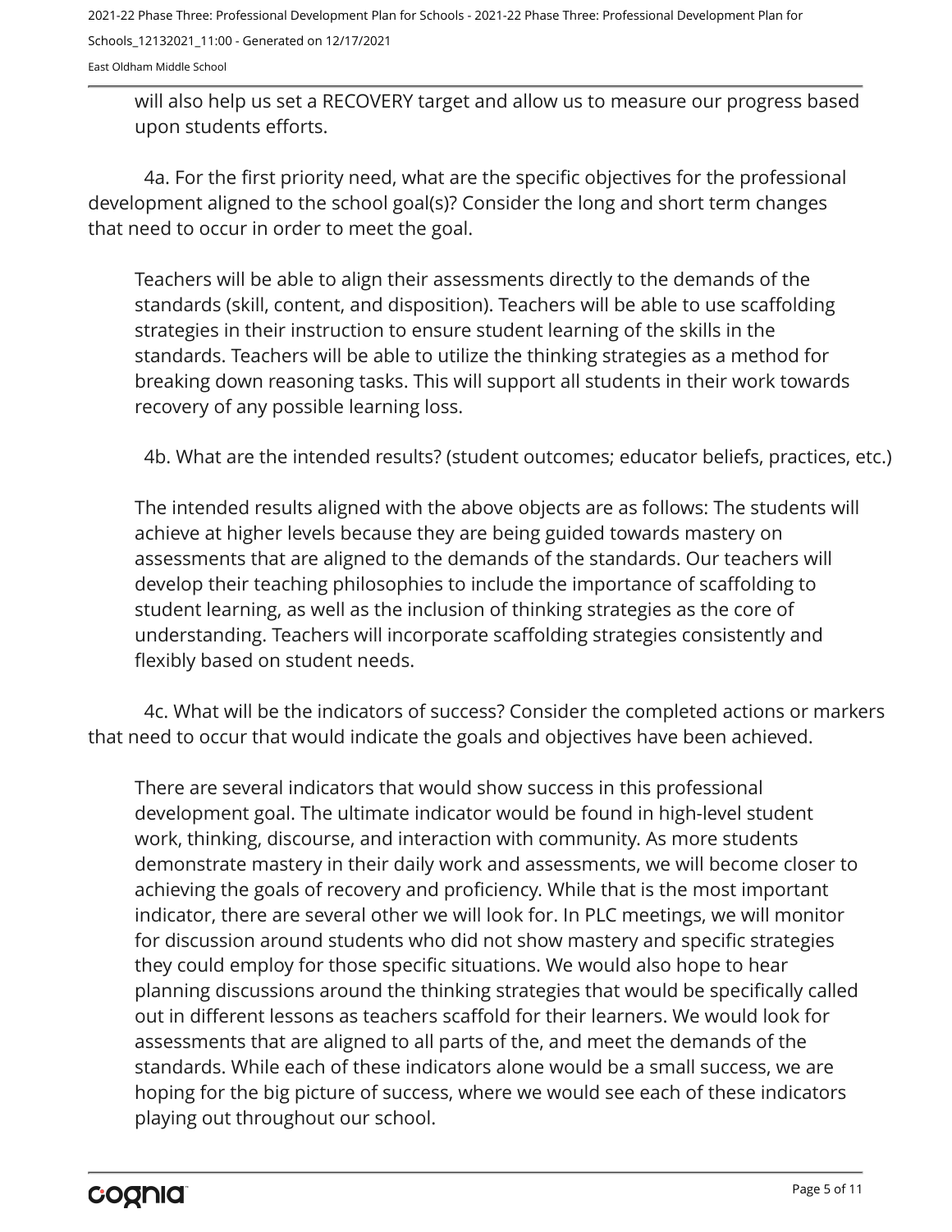will also help us set a RECOVERY target and allow us to measure our progress based upon students efforts.

4a. For the first priority need, what are the specific objectives for the professional development aligned to the school goal(s)? Consider the long and short term changes that need to occur in order to meet the goal.

Teachers will be able to align their assessments directly to the demands of the standards (skill, content, and disposition). Teachers will be able to use scaffolding strategies in their instruction to ensure student learning of the skills in the standards. Teachers will be able to utilize the thinking strategies as a method for breaking down reasoning tasks. This will support all students in their work towards recovery of any possible learning loss.

4b. What are the intended results? (student outcomes; educator beliefs, practices, etc.)

The intended results aligned with the above objects are as follows: The students will achieve at higher levels because they are being guided towards mastery on assessments that are aligned to the demands of the standards. Our teachers will develop their teaching philosophies to include the importance of scaffolding to student learning, as well as the inclusion of thinking strategies as the core of understanding. Teachers will incorporate scaffolding strategies consistently and flexibly based on student needs.

4c. What will be the indicators of success? Consider the completed actions or markers that need to occur that would indicate the goals and objectives have been achieved.

There are several indicators that would show success in this professional development goal. The ultimate indicator would be found in high-level student work, thinking, discourse, and interaction with community. As more students demonstrate mastery in their daily work and assessments, we will become closer to achieving the goals of recovery and proficiency. While that is the most important indicator, there are several other we will look for. In PLC meetings, we will monitor for discussion around students who did not show mastery and specific strategies they could employ for those specific situations. We would also hope to hear planning discussions around the thinking strategies that would be specifically called out in different lessons as teachers scaffold for their learners. We would look for assessments that are aligned to all parts of the, and meet the demands of the standards. While each of these indicators alone would be a small success, we are hoping for the big picture of success, where we would see each of these indicators playing out throughout our school.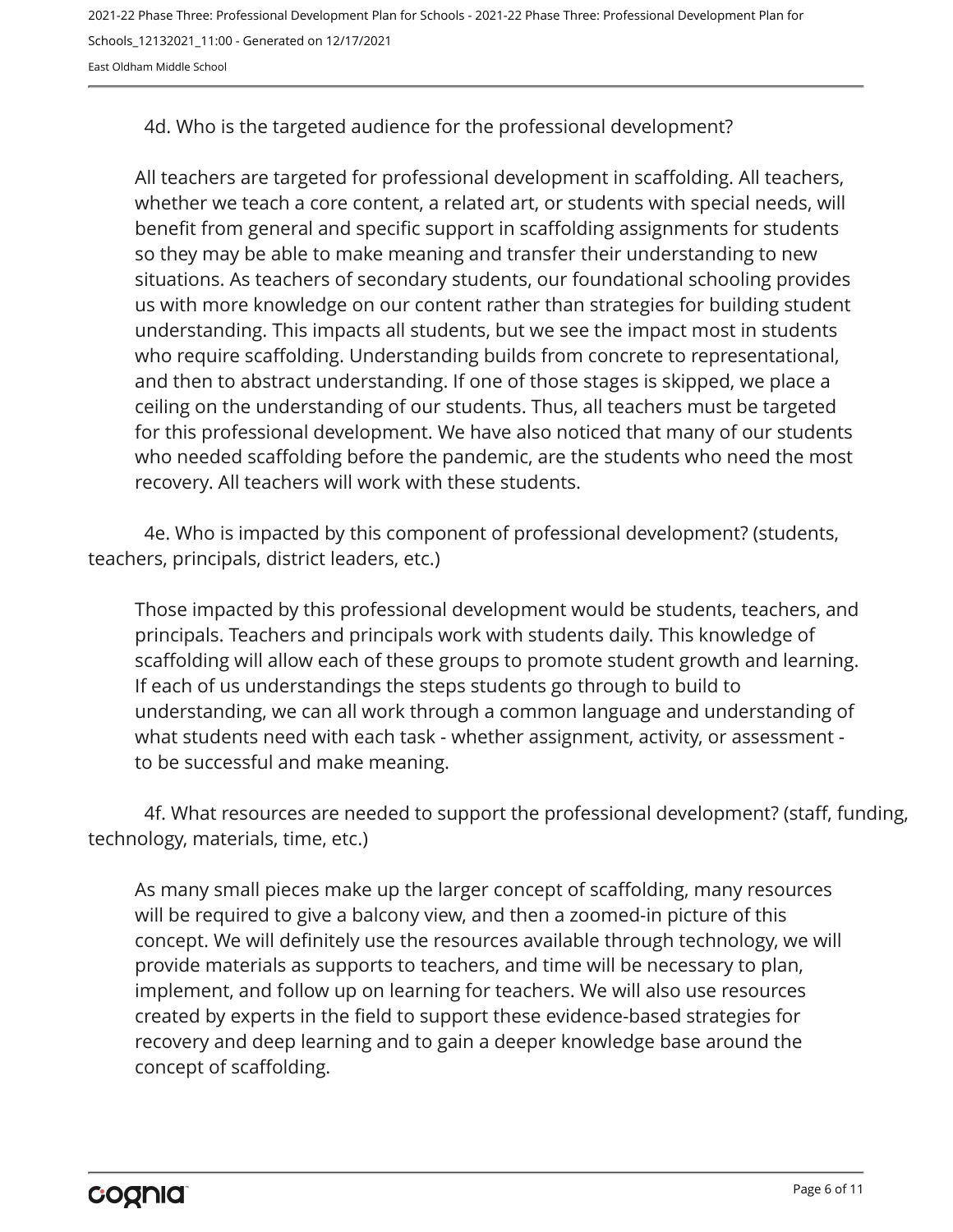4d. Who is the targeted audience for the professional development?

All teachers are targeted for professional development in scaffolding. All teachers, whether we teach a core content, a related art, or students with special needs, will benefit from general and specific support in scaffolding assignments for students so they may be able to make meaning and transfer their understanding to new situations. As teachers of secondary students, our foundational schooling provides us with more knowledge on our content rather than strategies for building student understanding. This impacts all students, but we see the impact most in students who require scaffolding. Understanding builds from concrete to representational, and then to abstract understanding. If one of those stages is skipped, we place a ceiling on the understanding of our students. Thus, all teachers must be targeted for this professional development. We have also noticed that many of our students who needed scaffolding before the pandemic, are the students who need the most recovery. All teachers will work with these students.

4e. Who is impacted by this component of professional development? (students, teachers, principals, district leaders, etc.)

Those impacted by this professional development would be students, teachers, and principals. Teachers and principals work with students daily. This knowledge of scaffolding will allow each of these groups to promote student growth and learning. If each of us understandings the steps students go through to build to understanding, we can all work through a common language and understanding of what students need with each task - whether assignment, activity, or assessment - to be successful and make meaning.

4f. What resources are needed to support the professional development? (staff, funding, technology, materials, time, etc.)

As many small pieces make up the larger concept of scaffolding, many resources will be required to give a balcony view, and then a zoomed-in picture of this concept. We will definitely use the resources available through technology, we will provide materials as supports to teachers, and time will be necessary to plan, implement, and follow up on learning for teachers. We will also use resources created by experts in the field to support these evidence-based strategies for recovery and deep learning and to gain a deeper knowledge base around the concept of scaffolding.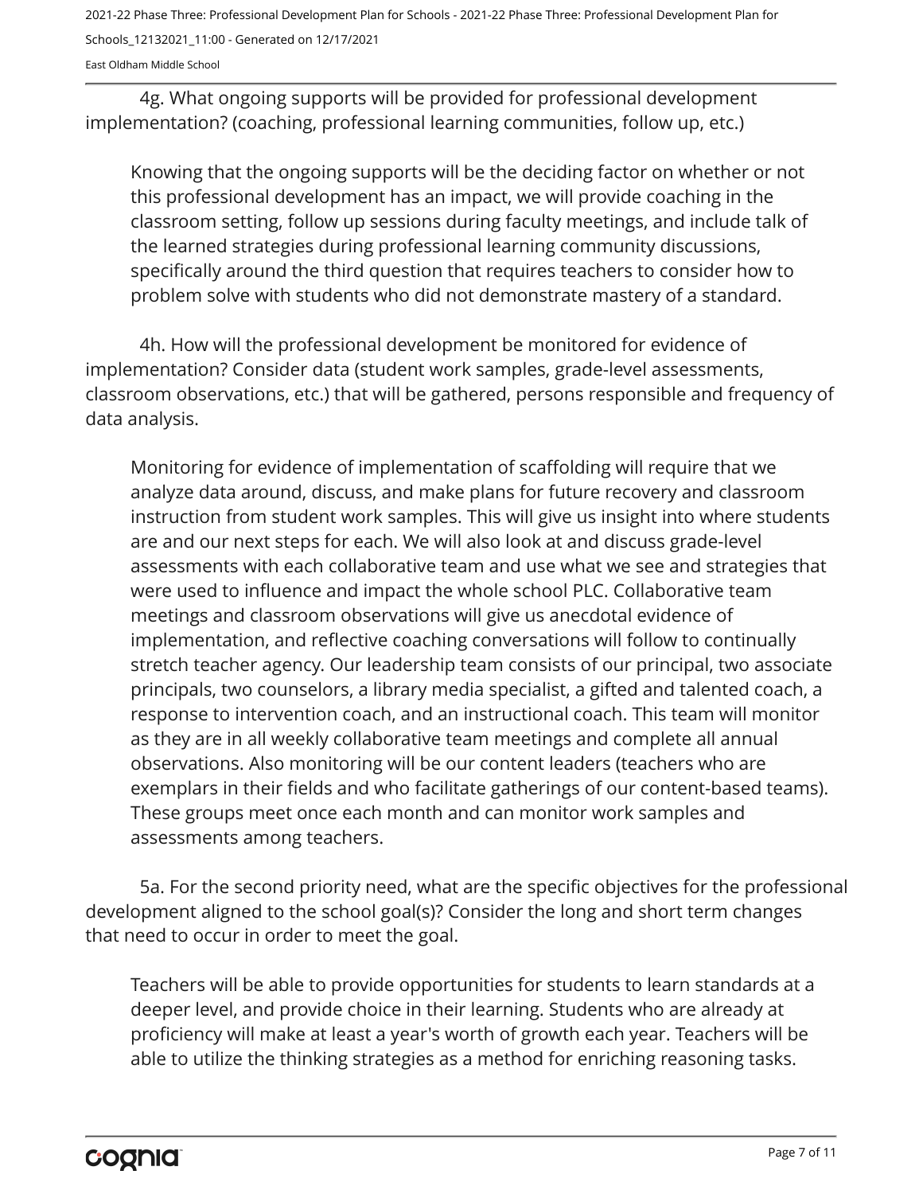4g. What ongoing supports will be provided for professional development implementation? (coaching, professional learning communities, follow up, etc.)

Knowing that the ongoing supports will be the deciding factor on whether or not this professional development has an impact, we will provide coaching in the classroom setting, follow up sessions during faculty meetings, and include talk of the learned strategies during professional learning community discussions, specifically around the third question that requires teachers to consider how to problem solve with students who did not demonstrate mastery of a standard.

4h. How will the professional development be monitored for evidence of implementation? Consider data (student work samples, grade-level assessments, classroom observations, etc.) that will be gathered, persons responsible and frequency of data analysis.

Monitoring for evidence of implementation of scaffolding will require that we analyze data around, discuss, and make plans for future recovery and classroom instruction from student work samples. This will give us insight into where students are and our next steps for each. We will also look at and discuss grade-level assessments with each collaborative team and use what we see and strategies that were used to influence and impact the whole school PLC. Collaborative team meetings and classroom observations will give us anecdotal evidence of implementation, and reflective coaching conversations will follow to continually stretch teacher agency. Our leadership team consists of our principal, two associate principals, two counselors, a library media specialist, a gifted and talented coach, a response to intervention coach, and an instructional coach. This team will monitor as they are in all weekly collaborative team meetings and complete all annual observations. Also monitoring will be our content leaders (teachers who are exemplars in their fields and who facilitate gatherings of our content-based teams). These groups meet once each month and can monitor work samples and assessments among teachers.

5a. For the second priority need, what are the specific objectives for the professional development aligned to the school goal(s)? Consider the long and short term changes that need to occur in order to meet the goal.

Teachers will be able to provide opportunities for students to learn standards at a deeper level, and provide choice in their learning. Students who are already at proficiency will make at least a year's worth of growth each year. Teachers will be able to utilize the thinking strategies as a method for enriching reasoning tasks.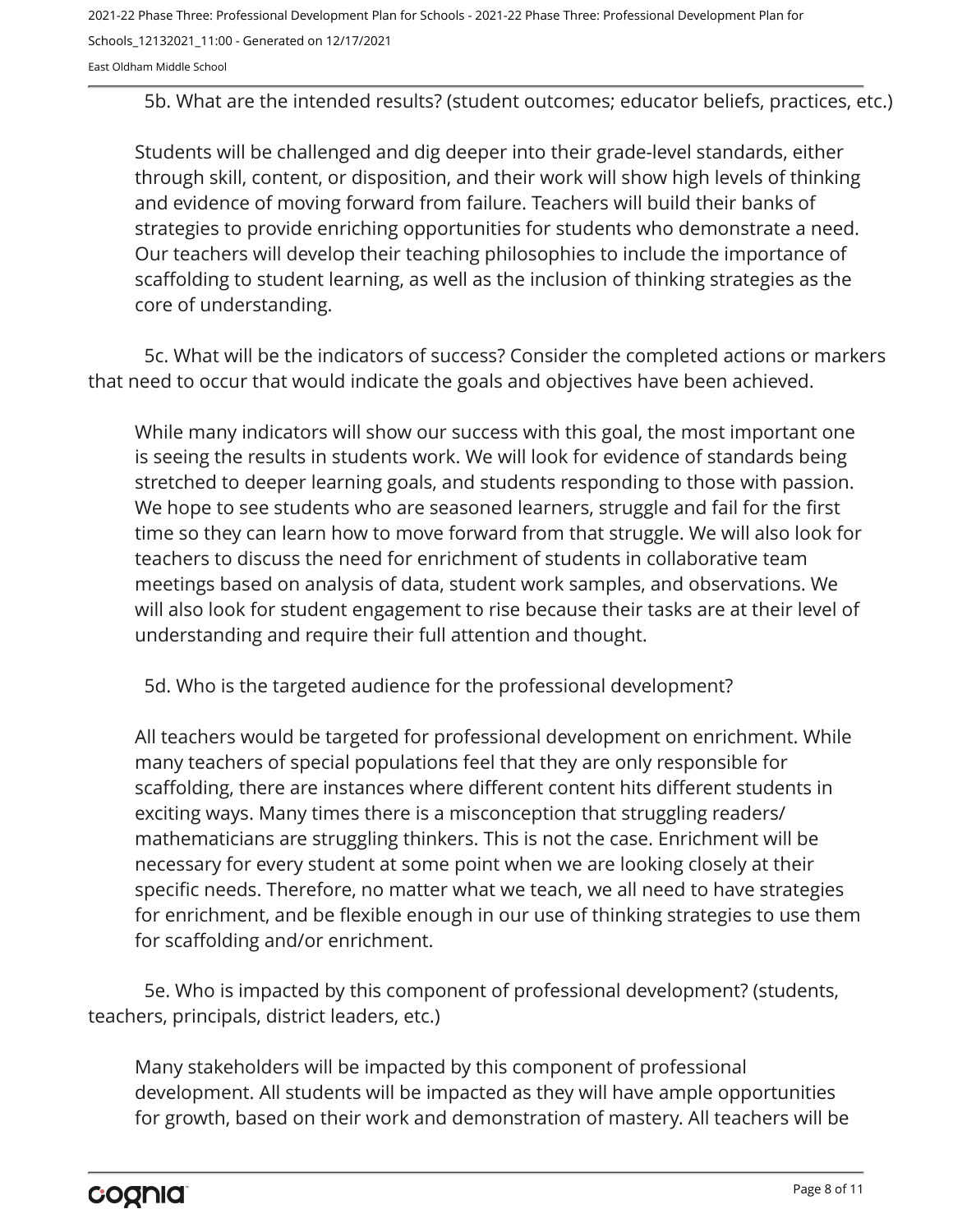5b. What are the intended results? (student outcomes; educator beliefs, practices, etc.)

Students will be challenged and dig deeper into their grade-level standards, either through skill, content, or disposition, and their work will show high levels of thinking and evidence of moving forward from failure. Teachers will build their banks of strategies to provide enriching opportunities for students who demonstrate a need. Our teachers will develop their teaching philosophies to include the importance of scaffolding to student learning, as well as the inclusion of thinking strategies as the core of understanding.

5c. What will be the indicators of success? Consider the completed actions or markers that need to occur that would indicate the goals and objectives have been achieved.

While many indicators will show our success with this goal, the most important one is seeing the results in students work. We will look for evidence of standards being stretched to deeper learning goals, and students responding to those with passion. We hope to see students who are seasoned learners, struggle and fail for the first time so they can learn how to move forward from that struggle. We will also look for teachers to discuss the need for enrichment of students in collaborative team meetings based on analysis of data, student work samples, and observations. We will also look for student engagement to rise because their tasks are at their level of understanding and require their full attention and thought.

5d. Who is the targeted audience for the professional development?

All teachers would be targeted for professional development on enrichment. While many teachers of special populations feel that they are only responsible for scaffolding, there are instances where different content hits different students in exciting ways. Many times there is a misconception that struggling readers/ mathematicians are struggling thinkers. This is not the case. Enrichment will be necessary for every student at some point when we are looking closely at their specific needs. Therefore, no matter what we teach, we all need to have strategies for enrichment, and be flexible enough in our use of thinking strategies to use them for scaffolding and/or enrichment.

5e. Who is impacted by this component of professional development? (students, teachers, principals, district leaders, etc.)

Many stakeholders will be impacted by this component of professional development. All students will be impacted as they will have ample opportunities for growth, based on their work and demonstration of mastery. All teachers will be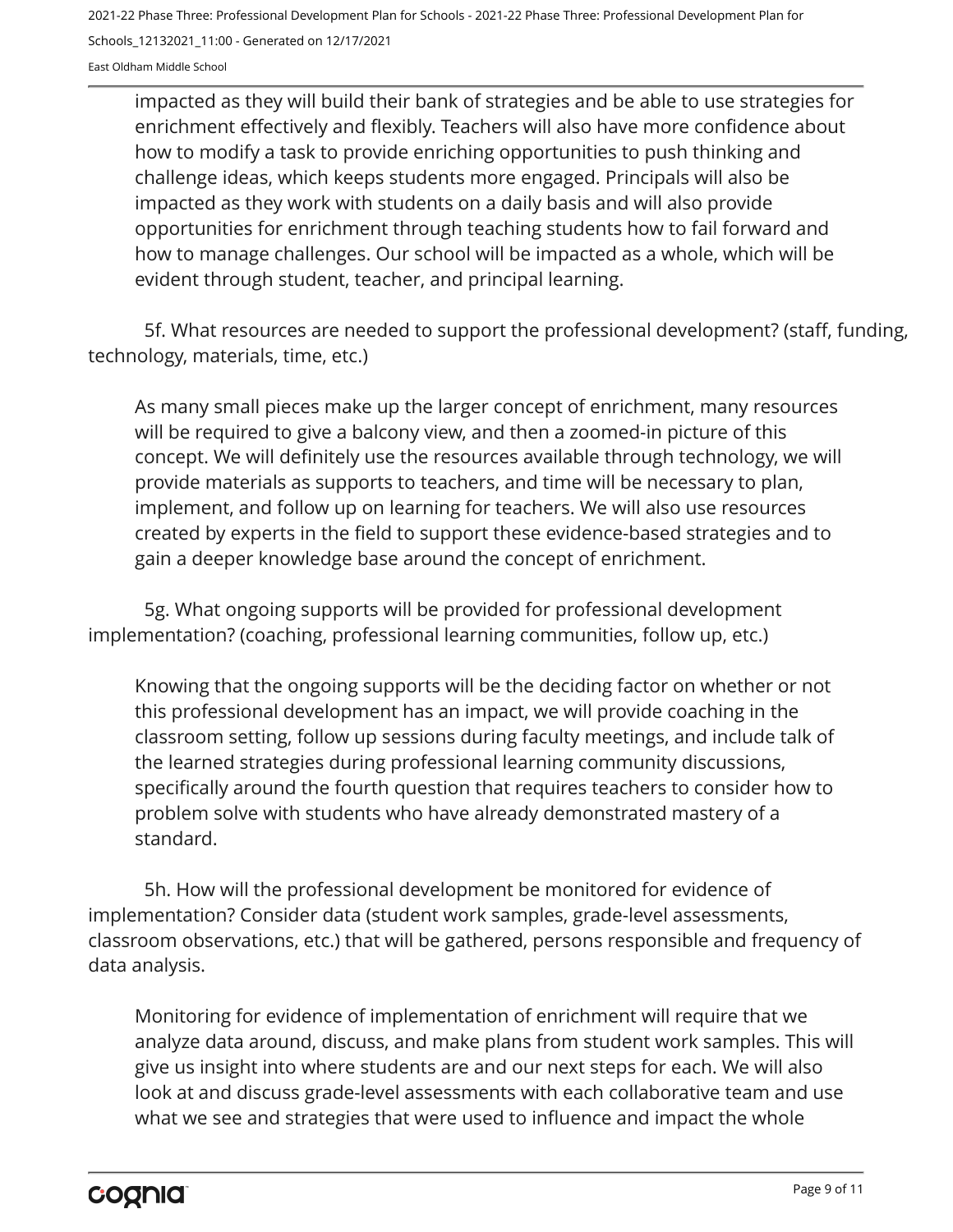impacted as they will build their bank of strategies and be able to use strategies for enrichment effectively and flexibly. Teachers will also have more confidence about how to modify a task to provide enriching opportunities to push thinking and challenge ideas, which keeps students more engaged. Principals will also be impacted as they work with students on a daily basis and will also provide opportunities for enrichment through teaching students how to fail forward and how to manage challenges. Our school will be impacted as a whole, which will be evident through student, teacher, and principal learning.

5f. What resources are needed to support the professional development? (staff, funding, technology, materials, time, etc.)

As many small pieces make up the larger concept of enrichment, many resources will be required to give a balcony view, and then a zoomed-in picture of this concept. We will definitely use the resources available through technology, we will provide materials as supports to teachers, and time will be necessary to plan, implement, and follow up on learning for teachers. We will also use resources created by experts in the field to support these evidence-based strategies and to gain a deeper knowledge base around the concept of enrichment.

5g. What ongoing supports will be provided for professional development implementation? (coaching, professional learning communities, follow up, etc.)

Knowing that the ongoing supports will be the deciding factor on whether or not this professional development has an impact, we will provide coaching in the classroom setting, follow up sessions during faculty meetings, and include talk of the learned strategies during professional learning community discussions, specifically around the fourth question that requires teachers to consider how to problem solve with students who have already demonstrated mastery of a standard.

5h. How will the professional development be monitored for evidence of implementation? Consider data (student work samples, grade-level assessments, classroom observations, etc.) that will be gathered, persons responsible and frequency of data analysis.

Monitoring for evidence of implementation of enrichment will require that we analyze data around, discuss, and make plans from student work samples. This will give us insight into where students are and our next steps for each. We will also look at and discuss grade-level assessments with each collaborative team and use what we see and strategies that were used to influence and impact the whole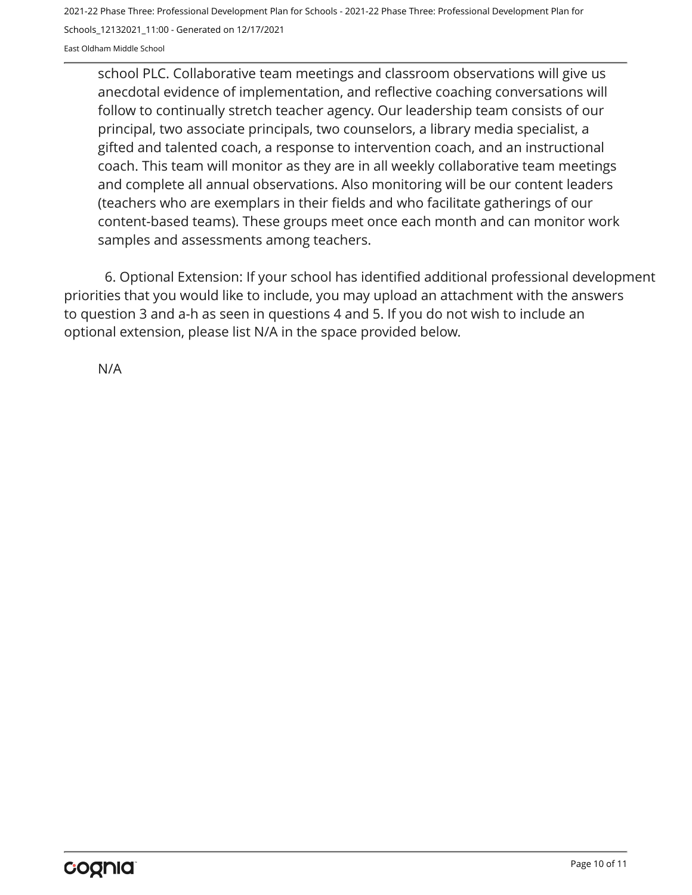school PLC. Collaborative team meetings and classroom observations will give us anecdotal evidence of implementation, and reflective coaching conversations will follow to continually stretch teacher agency. Our leadership team consists of our principal, two associate principals, two counselors, a library media specialist, a gifted and talented coach, a response to intervention coach, and an instructional coach. This team will monitor as they are in all weekly collaborative team meetings and complete all annual observations. Also monitoring will be our content leaders (teachers who are exemplars in their fields and who facilitate gatherings of our content-based teams). These groups meet once each month and can monitor work samples and assessments among teachers.

6. Optional Extension: If your school has identified additional professional development priorities that you would like to include, you may upload an attachment with the answers to question 3 and a-h as seen in questions 4 and 5. If you do not wish to include an optional extension, please list N/A in the space provided below.

N/A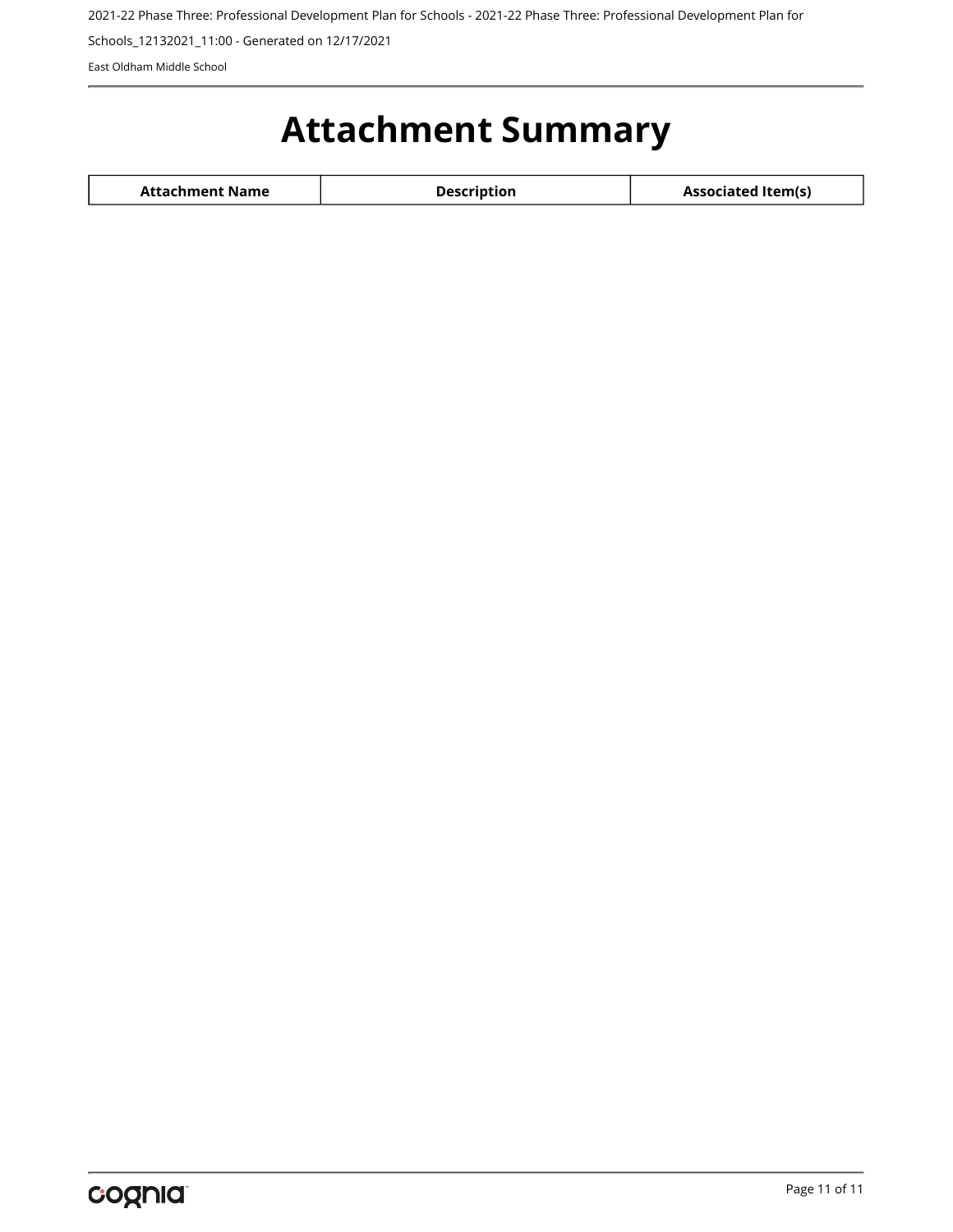# Attachment Summary

| Attachment Name | Description | Associated Item(s) |
|---|---|---|